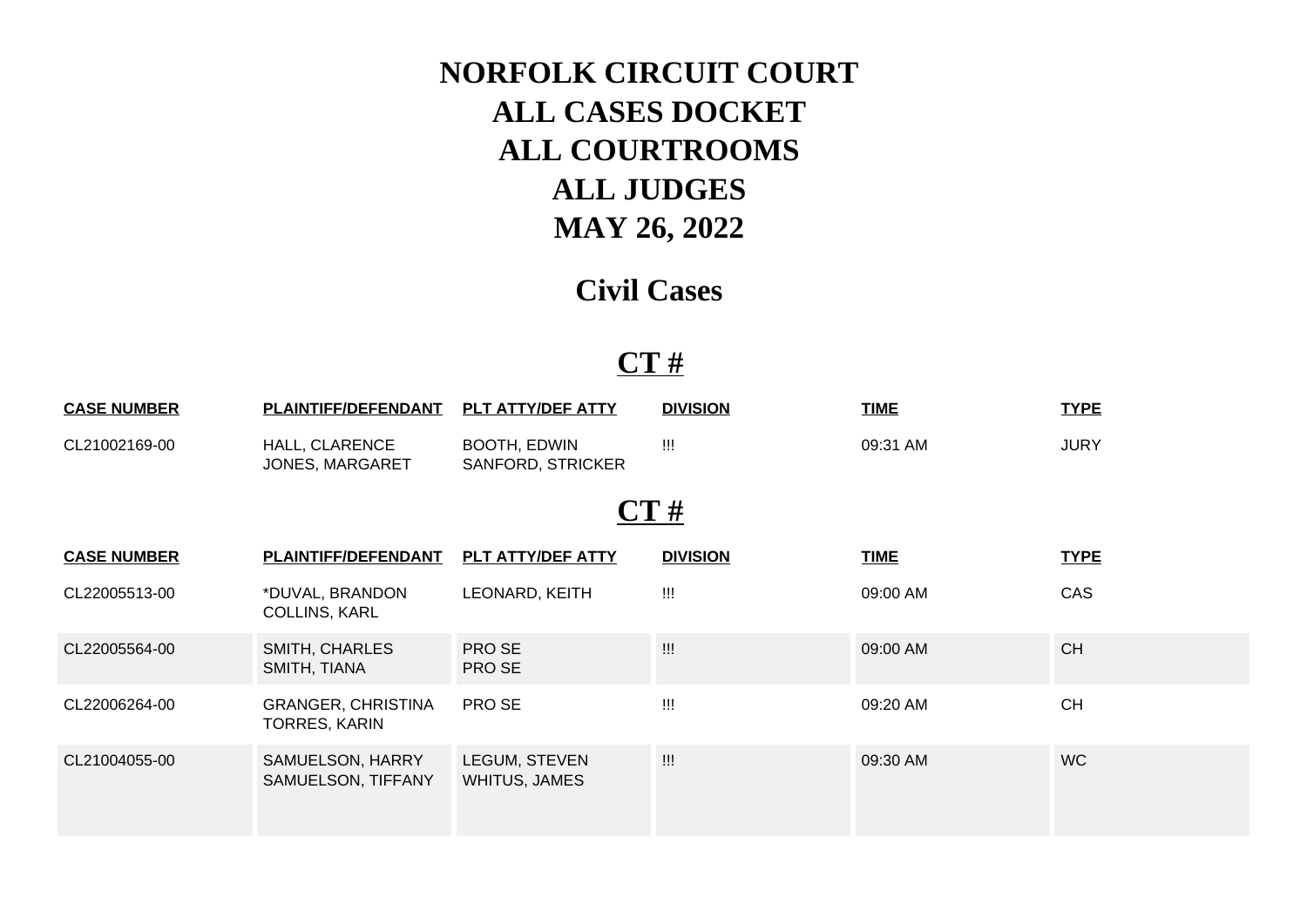# NORFOLK CIRCUIT COURT
# ALL CASES DOCKET
# ALL COURTROOMS
# ALL JUDGES
# MAY 26, 2022

## Civil Cases

## CT #

| CASE NUMBER | PLAINTIFF/DEFENDANT | PLT ATTY/DEF ATTY | DIVISION | TIME | TYPE |
|---|---|---|---|---|---|
| CL21002169-00 | HALL, CLARENCE<br>JONES, MARGARET | BOOTH, EDWIN<br>SANFORD, STRICKER | !!! | 09:31 AM | JURY |

## CT #

| CASE NUMBER | PLAINTIFF/DEFENDANT | PLT ATTY/DEF ATTY | DIVISION | TIME | TYPE |
|---|---|---|---|---|---|
| CL22005513-00 | *DUVAL, BRANDON<br>COLLINS, KARL | LEONARD, KEITH | !!! | 09:00 AM | CAS |
| CL22005564-00 | SMITH, CHARLES<br>SMITH, TIANA | PRO SE<br>PRO SE | !!! | 09:00 AM | CH |
| CL22006264-00 | GRANGER, CHRISTINA<br>TORRES, KARIN | PRO SE | !!! | 09:20 AM | CH |
| CL21004055-00 | SAMUELSON, HARRY<br>SAMUELSON, TIFFANY | LEGUM, STEVEN<br>WHITUS, JAMES | !!! | 09:30 AM | WC |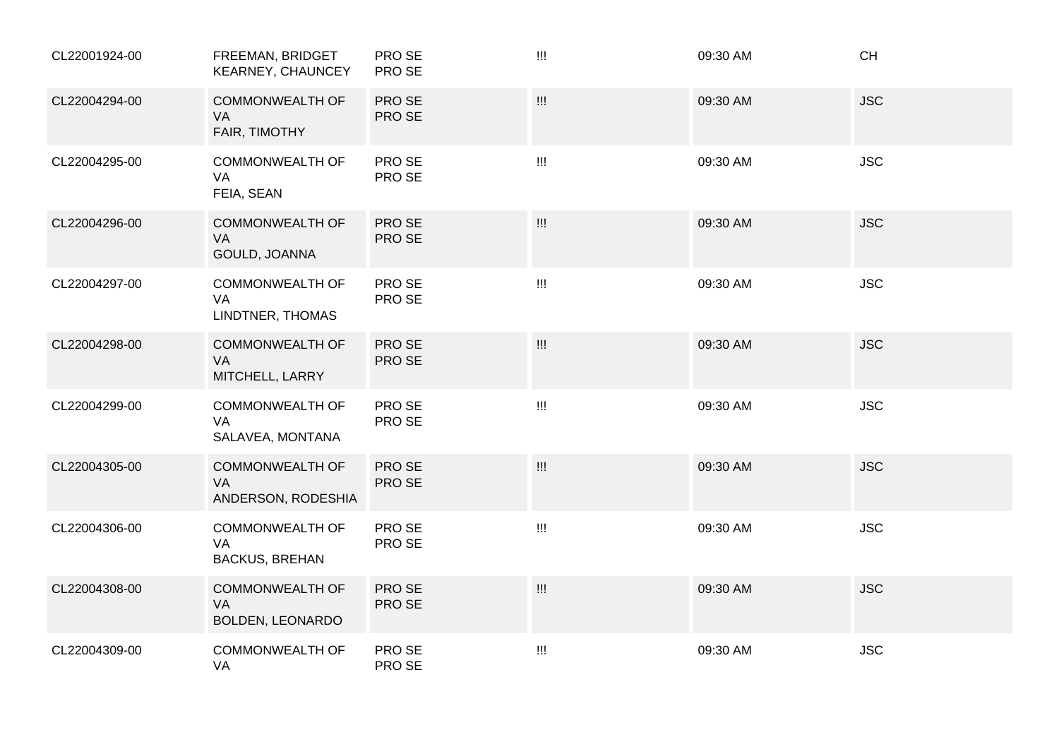| | | | | | |
|---|---|---|---|---|---|
| CL22001924-00 | FREEMAN, BRIDGET<br>KEARNEY, CHAUNCEY | PRO SE<br>PRO SE | !!! | 09:30 AM | CH |
| CL22004294-00 | COMMONWEALTH OF VA<br>FAIR, TIMOTHY | PRO SE<br>PRO SE | !!! | 09:30 AM | JSC |
| CL22004295-00 | COMMONWEALTH OF VA<br>FEIA, SEAN | PRO SE<br>PRO SE | !!! | 09:30 AM | JSC |
| CL22004296-00 | COMMONWEALTH OF VA<br>GOULD, JOANNA | PRO SE<br>PRO SE | !!! | 09:30 AM | JSC |
| CL22004297-00 | COMMONWEALTH OF VA<br>LINDTNER, THOMAS | PRO SE<br>PRO SE | !!! | 09:30 AM | JSC |
| CL22004298-00 | COMMONWEALTH OF VA<br>MITCHELL, LARRY | PRO SE<br>PRO SE | !!! | 09:30 AM | JSC |
| CL22004299-00 | COMMONWEALTH OF VA<br>SALAVEA, MONTANA | PRO SE<br>PRO SE | !!! | 09:30 AM | JSC |
| CL22004305-00 | COMMONWEALTH OF VA<br>ANDERSON, RODESHIA | PRO SE<br>PRO SE | !!! | 09:30 AM | JSC |
| CL22004306-00 | COMMONWEALTH OF VA<br>BACKUS, BREHAN | PRO SE<br>PRO SE | !!! | 09:30 AM | JSC |
| CL22004308-00 | COMMONWEALTH OF VA<br>BOLDEN, LEONARDO | PRO SE<br>PRO SE | !!! | 09:30 AM | JSC |
| CL22004309-00 | COMMONWEALTH OF VA | PRO SE<br>PRO SE | !!! | 09:30 AM | JSC |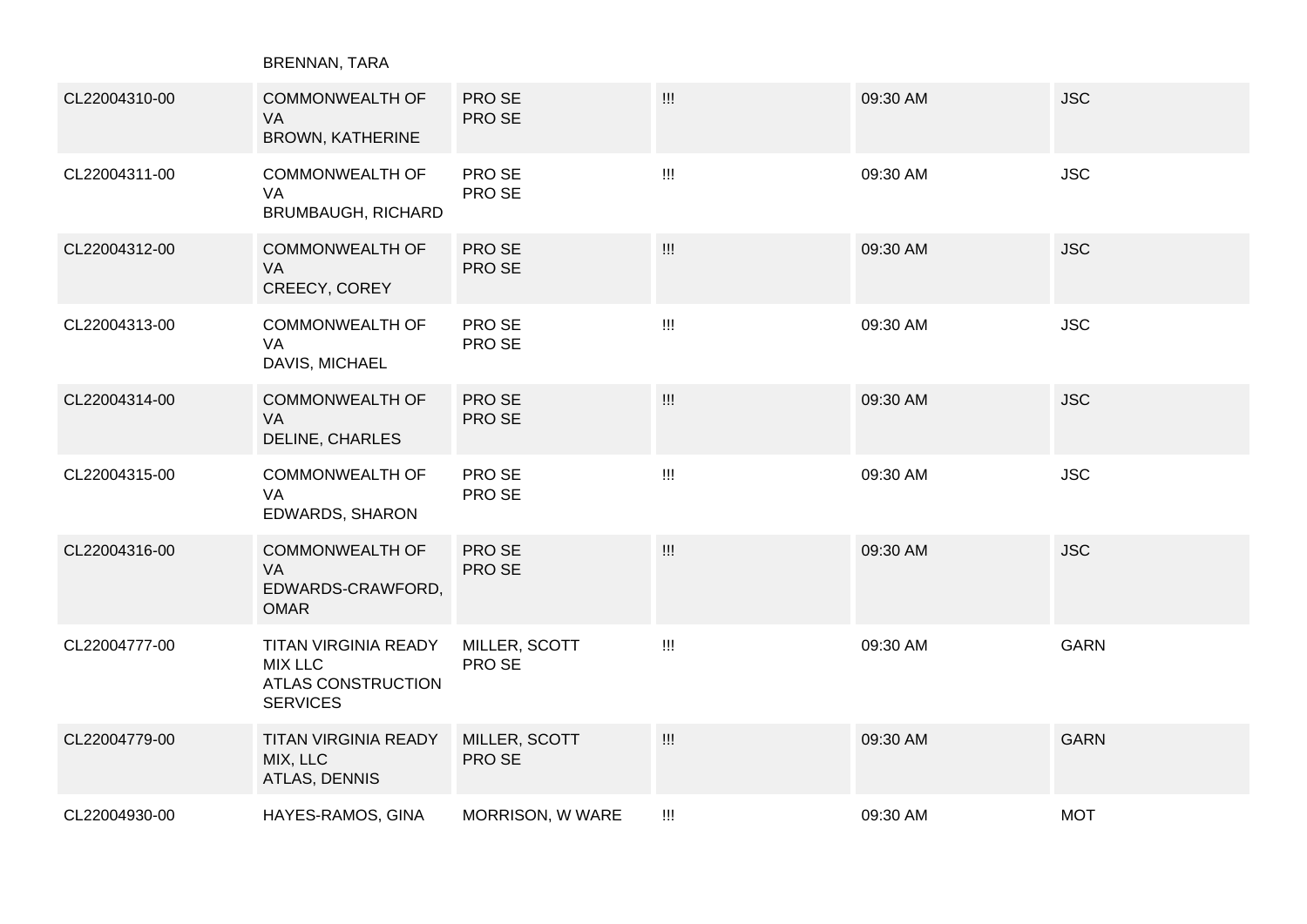| | BRENNAN, TARA | | | | |
|---|---|---|---|---|---|
| CL22004310-00 | COMMONWEALTH OF VA<br>BROWN, KATHERINE | PRO SE<br>PRO SE | !!! | 09:30 AM | JSC |
| CL22004311-00 | COMMONWEALTH OF VA<br>BRUMBAUGH, RICHARD | PRO SE<br>PRO SE | !!! | 09:30 AM | JSC |
| CL22004312-00 | COMMONWEALTH OF VA<br>CREECY, COREY | PRO SE<br>PRO SE | !!! | 09:30 AM | JSC |
| CL22004313-00 | COMMONWEALTH OF VA<br>DAVIS, MICHAEL | PRO SE<br>PRO SE | !!! | 09:30 AM | JSC |
| CL22004314-00 | COMMONWEALTH OF VA<br>DELINE, CHARLES | PRO SE<br>PRO SE | !!! | 09:30 AM | JSC |
| CL22004315-00 | COMMONWEALTH OF VA<br>EDWARDS, SHARON | PRO SE<br>PRO SE | !!! | 09:30 AM | JSC |
| CL22004316-00 | COMMONWEALTH OF VA<br>EDWARDS-CRAWFORD, OMAR | PRO SE<br>PRO SE | !!! | 09:30 AM | JSC |
| CL22004777-00 | TITAN VIRGINIA READY MIX LLC<br>ATLAS CONSTRUCTION SERVICES | MILLER, SCOTT<br>PRO SE | !!! | 09:30 AM | GARN |
| CL22004779-00 | TITAN VIRGINIA READY MIX, LLC<br>ATLAS, DENNIS | MILLER, SCOTT<br>PRO SE | !!! | 09:30 AM | GARN |
| CL22004930-00 | HAYES-RAMOS, GINA | MORRISON, W WARE | !!! | 09:30 AM | MOT |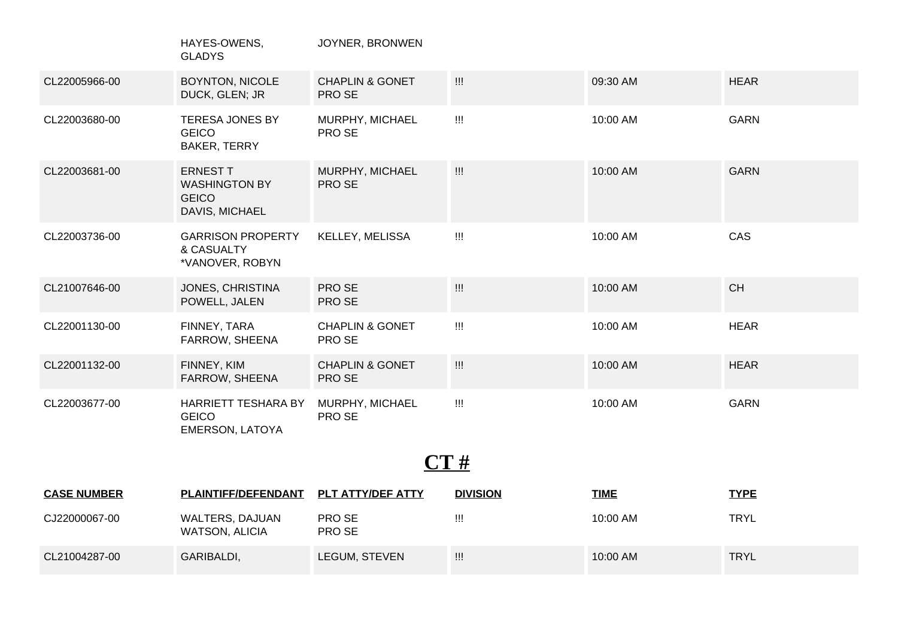| CASE NUMBER | PLAINTIFF/DEFENDANT | PLT ATTY/DEF ATTY | DIVISION | TIME | TYPE |
|---|---|---|---|---|---|
| | HAYES-OWENS, GLADYS | JOYNER, BRONWEN | | | |
| CL22005966-00 | BOYNTON, NICOLE<br>DUCK, GLEN; JR | CHAPLIN & GONET<br>PRO SE | !!! | 09:30 AM | HEAR |
| CL22003680-00 | TERESA JONES BY GEICO<br>BAKER, TERRY | MURPHY, MICHAEL<br>PRO SE | !!! | 10:00 AM | GARN |
| CL22003681-00 | ERNEST T WASHINGTON BY GEICO<br>DAVIS, MICHAEL | MURPHY, MICHAEL<br>PRO SE | !!! | 10:00 AM | GARN |
| CL22003736-00 | GARRISON PROPERTY & CASUALTY<br>*VANOVER, ROBYN | KELLEY, MELISSA | !!! | 10:00 AM | CAS |
| CL21007646-00 | JONES, CHRISTINA<br>POWELL, JALEN | PRO SE<br>PRO SE | !!! | 10:00 AM | CH |
| CL22001130-00 | FINNEY, TARA<br>FARROW, SHEENA | CHAPLIN & GONET<br>PRO SE | !!! | 10:00 AM | HEAR |
| CL22001132-00 | FINNEY, KIM<br>FARROW, SHEENA | CHAPLIN & GONET<br>PRO SE | !!! | 10:00 AM | HEAR |
| CL22003677-00 | HARRIETT TESHARA BY GEICO<br>EMERSON, LATOYA | MURPHY, MICHAEL<br>PRO SE | !!! | 10:00 AM | GARN |

# CT #

| CASE NUMBER | PLAINTIFF/DEFENDANT | PLT ATTY/DEF ATTY | DIVISION | TIME | TYPE |
|---|---|---|---|---|---|
| CJ22000067-00 | WALTERS, DAJUAN<br>WATSON, ALICIA | PRO SE<br>PRO SE | !!! | 10:00 AM | TRYL |
| CL21004287-00 | GARIBALDI, | LEGUM, STEVEN | !!! | 10:00 AM | TRYL |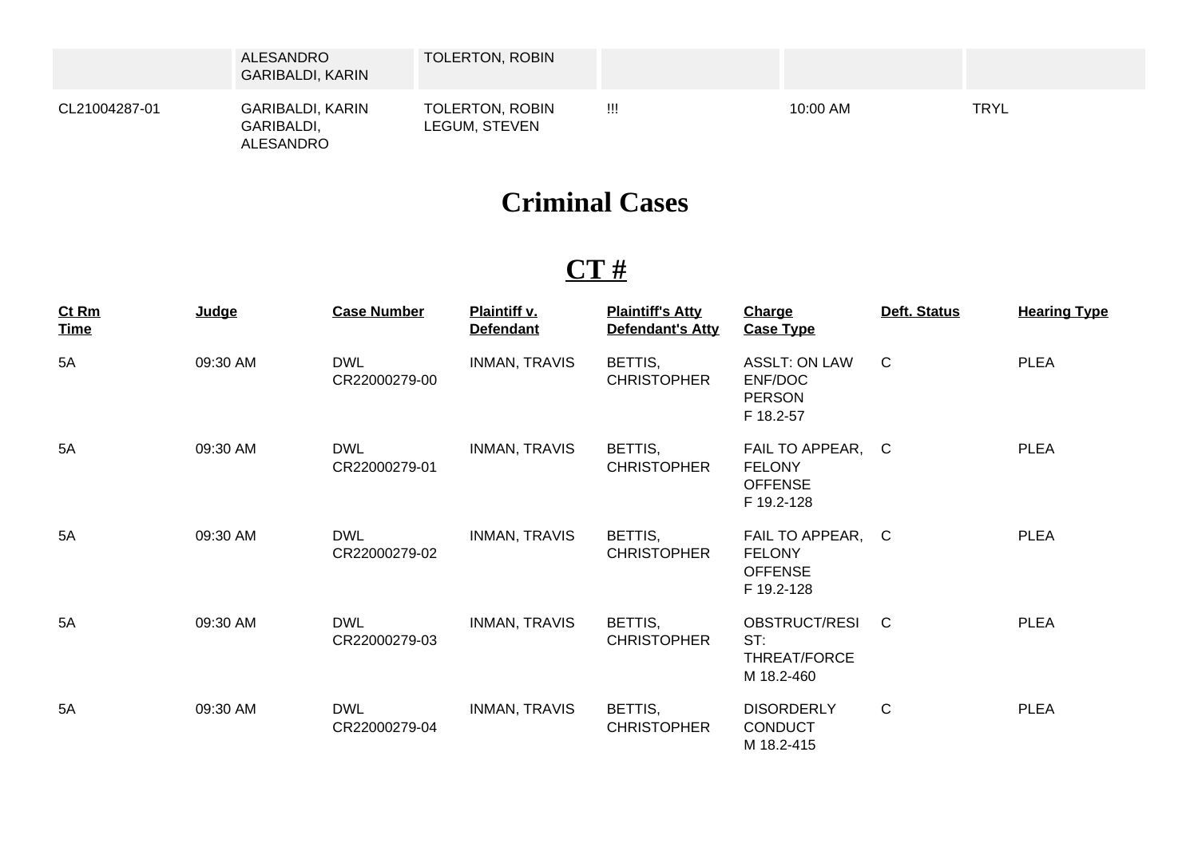| | | | | | |
|---|---|---|---|---|---|
| | ALESANDRO GARIBALDI, KARIN | TOLERTON, ROBIN | | | |
| CL21004287-01 | GARIBALDI, KARIN GARIBALDI, ALESANDRO | TOLERTON, ROBIN LEGUM, STEVEN | !!! | 10:00 AM | TRYL |

# Criminal Cases

## CT #

| Ct Rm Time | Judge | Case Number | Plaintiff v. Defendant | Plaintiff's Atty Defendant's Atty | Charge Case Type | Deft. Status | Hearing Type |
|---|---|---|---|---|---|---|---|
| 5A | 09:30 AM | DWL CR22000279-00 | INMAN, TRAVIS | BETTIS, CHRISTOPHER | ASSLT: ON LAW ENF/DOC PERSON F 18.2-57 | C | PLEA |
| 5A | 09:30 AM | DWL CR22000279-01 | INMAN, TRAVIS | BETTIS, CHRISTOPHER | FAIL TO APPEAR, FELONY OFFENSE F 19.2-128 | C | PLEA |
| 5A | 09:30 AM | DWL CR22000279-02 | INMAN, TRAVIS | BETTIS, CHRISTOPHER | FAIL TO APPEAR, FELONY OFFENSE F 19.2-128 | C | PLEA |
| 5A | 09:30 AM | DWL CR22000279-03 | INMAN, TRAVIS | BETTIS, CHRISTOPHER | OBSTRUCT/RESIST: THREAT/FORCE M 18.2-460 | C | PLEA |
| 5A | 09:30 AM | DWL CR22000279-04 | INMAN, TRAVIS | BETTIS, CHRISTOPHER | DISORDERLY CONDUCT M 18.2-415 | C | PLEA |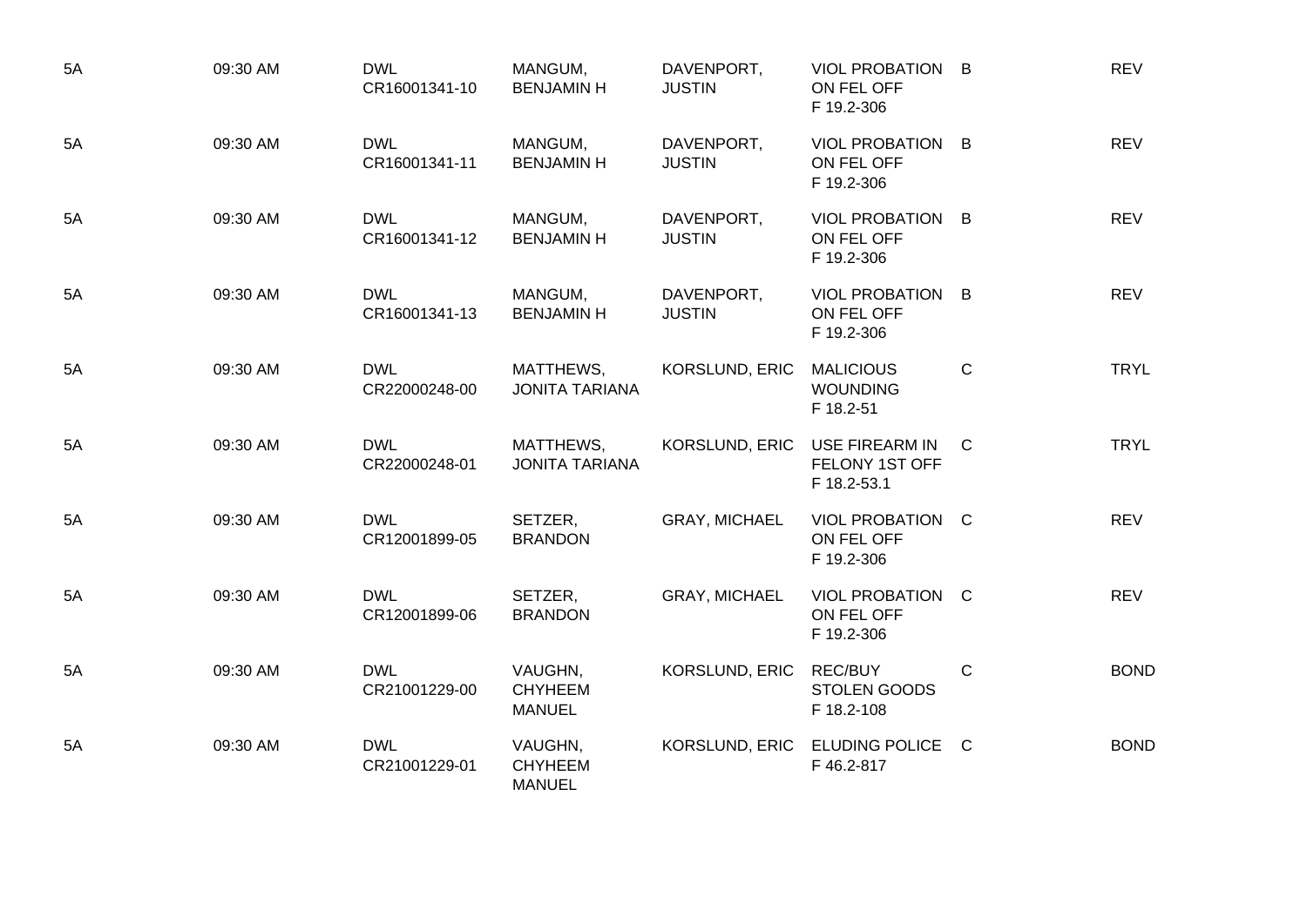| | | | | | | | | |
|---|---|---|---|---|---|---|---|---|
| 5A | 09:30 AM | DWL CR16001341-10 | MANGUM, BENJAMIN H | DAVENPORT, JUSTIN | VIOL PROBATION ON FEL OFF F 19.2-306 | B | | REV |
| 5A | 09:30 AM | DWL CR16001341-11 | MANGUM, BENJAMIN H | DAVENPORT, JUSTIN | VIOL PROBATION ON FEL OFF F 19.2-306 | B | | REV |
| 5A | 09:30 AM | DWL CR16001341-12 | MANGUM, BENJAMIN H | DAVENPORT, JUSTIN | VIOL PROBATION ON FEL OFF F 19.2-306 | B | | REV |
| 5A | 09:30 AM | DWL CR16001341-13 | MANGUM, BENJAMIN H | DAVENPORT, JUSTIN | VIOL PROBATION ON FEL OFF F 19.2-306 | B | | REV |
| 5A | 09:30 AM | DWL CR22000248-00 | MATTHEWS, JONITA TARIANA | KORSLUND, ERIC | MALICIOUS WOUNDING F 18.2-51 | C | | TRYL |
| 5A | 09:30 AM | DWL CR22000248-01 | MATTHEWS, JONITA TARIANA | KORSLUND, ERIC | USE FIREARM IN FELONY 1ST OFF F 18.2-53.1 | C | | TRYL |
| 5A | 09:30 AM | DWL CR12001899-05 | SETZER, BRANDON | GRAY, MICHAEL | VIOL PROBATION ON FEL OFF F 19.2-306 | C | | REV |
| 5A | 09:30 AM | DWL CR12001899-06 | SETZER, BRANDON | GRAY, MICHAEL | VIOL PROBATION ON FEL OFF F 19.2-306 | C | | REV |
| 5A | 09:30 AM | DWL CR21001229-00 | VAUGHN, CHYHEEM MANUEL | KORSLUND, ERIC | REC/BUY STOLEN GOODS F 18.2-108 | C | | BOND |
| 5A | 09:30 AM | DWL CR21001229-01 | VAUGHN, CHYHEEM MANUEL | KORSLUND, ERIC | ELUDING POLICE F 46.2-817 | C | | BOND |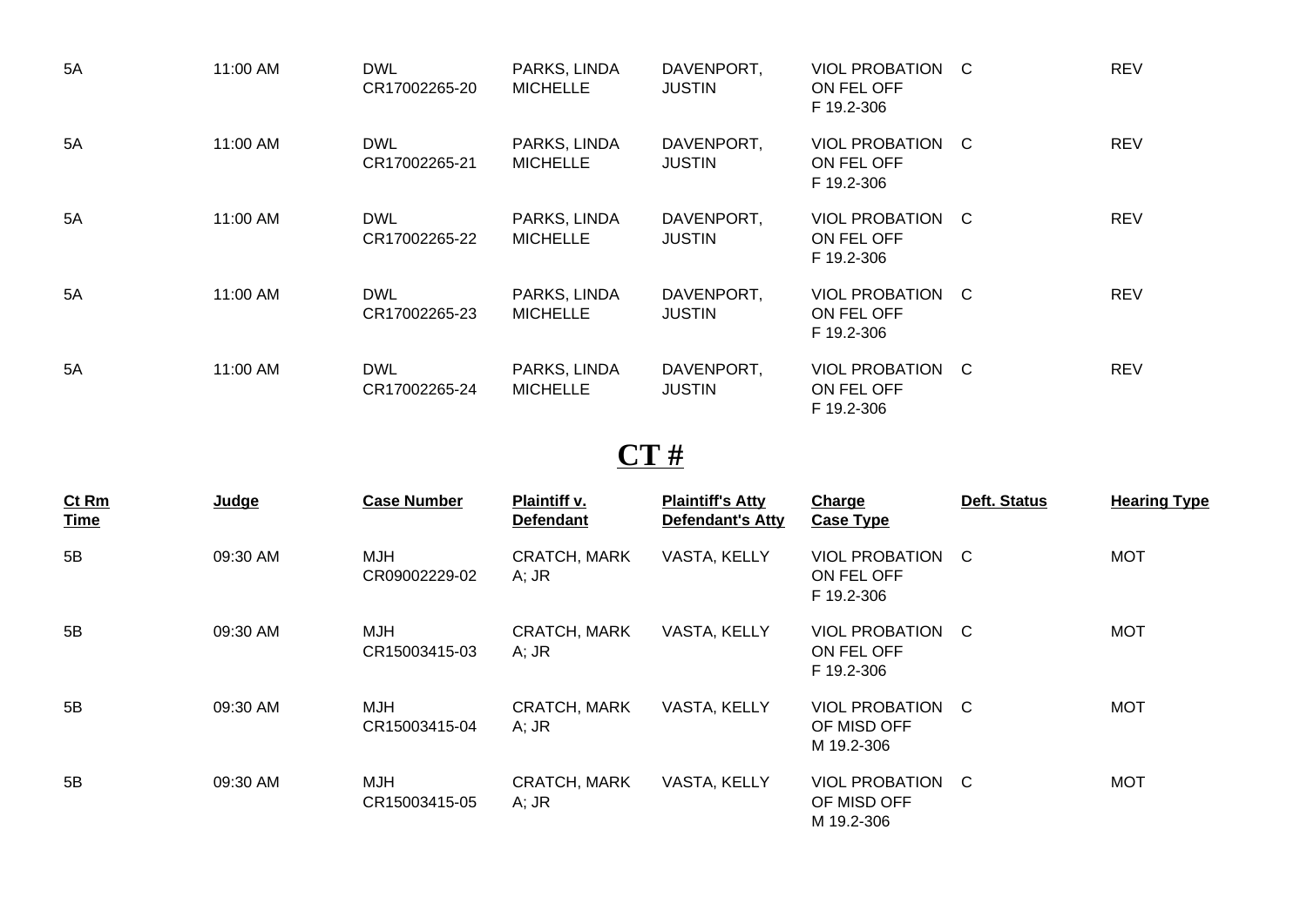| | | | | | | | |
|---|---|---|---|---|---|---|---|
| 5A | 11:00 AM | DWL CR17002265-20 | PARKS, LINDA MICHELLE | DAVENPORT, JUSTIN | VIOL PROBATION ON FEL OFF F 19.2-306 | C | REV |
| 5A | 11:00 AM | DWL CR17002265-21 | PARKS, LINDA MICHELLE | DAVENPORT, JUSTIN | VIOL PROBATION ON FEL OFF F 19.2-306 | C | REV |
| 5A | 11:00 AM | DWL CR17002265-22 | PARKS, LINDA MICHELLE | DAVENPORT, JUSTIN | VIOL PROBATION ON FEL OFF F 19.2-306 | C | REV |
| 5A | 11:00 AM | DWL CR17002265-23 | PARKS, LINDA MICHELLE | DAVENPORT, JUSTIN | VIOL PROBATION ON FEL OFF F 19.2-306 | C | REV |
| 5A | 11:00 AM | DWL CR17002265-24 | PARKS, LINDA MICHELLE | DAVENPORT, JUSTIN | VIOL PROBATION ON FEL OFF F 19.2-306 | C | REV |

# CT #

| Ct Rm Time | Judge | Case Number | Plaintiff v. Defendant | Plaintiff's Atty Defendant's Atty | Charge Case Type | Deft. Status | Hearing Type |
|---|---|---|---|---|---|---|---|
| 5B | 09:30 AM | MJH CR09002229-02 | CRATCH, MARK A; JR | VASTA, KELLY | VIOL PROBATION ON FEL OFF F 19.2-306 | C | MOT |
| 5B | 09:30 AM | MJH CR15003415-03 | CRATCH, MARK A; JR | VASTA, KELLY | VIOL PROBATION ON FEL OFF F 19.2-306 | C | MOT |
| 5B | 09:30 AM | MJH CR15003415-04 | CRATCH, MARK A; JR | VASTA, KELLY | VIOL PROBATION OF MISD OFF M 19.2-306 | C | MOT |
| 5B | 09:30 AM | MJH CR15003415-05 | CRATCH, MARK A; JR | VASTA, KELLY | VIOL PROBATION OF MISD OFF M 19.2-306 | C | MOT |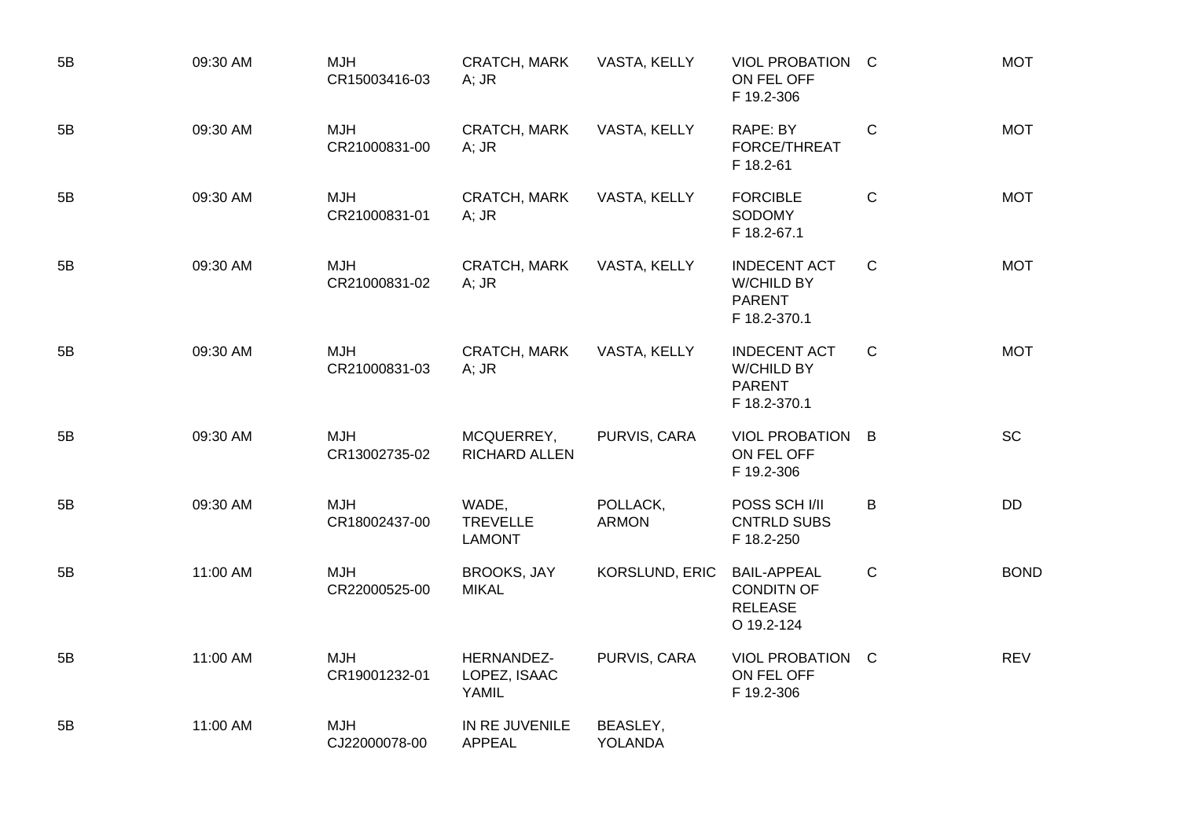| | | | | | | | |
|---|---|---|---|---|---|---|---|
| 5B | 09:30 AM | MJH CR15003416-03 | CRATCH, MARK A; JR | VASTA, KELLY | VIOL PROBATION ON FEL OFF F 19.2-306 | C | MOT |
| 5B | 09:30 AM | MJH CR21000831-00 | CRATCH, MARK A; JR | VASTA, KELLY | RAPE: BY FORCE/THREAT F 18.2-61 | C | MOT |
| 5B | 09:30 AM | MJH CR21000831-01 | CRATCH, MARK A; JR | VASTA, KELLY | FORCIBLE SODOMY F 18.2-67.1 | C | MOT |
| 5B | 09:30 AM | MJH CR21000831-02 | CRATCH, MARK A; JR | VASTA, KELLY | INDECENT ACT W/CHILD BY PARENT F 18.2-370.1 | C | MOT |
| 5B | 09:30 AM | MJH CR21000831-03 | CRATCH, MARK A; JR | VASTA, KELLY | INDECENT ACT W/CHILD BY PARENT F 18.2-370.1 | C | MOT |
| 5B | 09:30 AM | MJH CR13002735-02 | MCQUERREY, RICHARD ALLEN | PURVIS, CARA | VIOL PROBATION ON FEL OFF F 19.2-306 | B | SC |
| 5B | 09:30 AM | MJH CR18002437-00 | WADE, TREVELLE LAMONT | POLLACK, ARMON | POSS SCH I/II CNTRLD SUBS F 18.2-250 | B | DD |
| 5B | 11:00 AM | MJH CR22000525-00 | BROOKS, JAY MIKAL | KORSLUND, ERIC | BAIL-APPEAL CONDITN OF RELEASE O 19.2-124 | C | BOND |
| 5B | 11:00 AM | MJH CR19001232-01 | HERNANDEZ-LOPEZ, ISAAC YAMIL | PURVIS, CARA | VIOL PROBATION ON FEL OFF F 19.2-306 | C | REV |
| 5B | 11:00 AM | MJH CJ22000078-00 | IN RE JUVENILE APPEAL | BEASLEY, YOLANDA | | | |